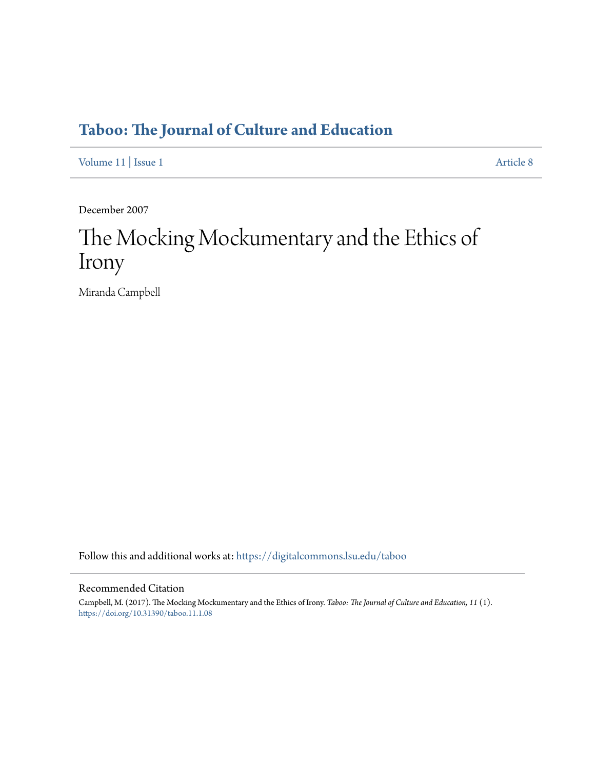# Taboo: The Journal of Culture and Education

Volume 11 | Issue 1 Article 8

December 2007

# The Mocking Mockumentary and the Ethics of Irony

Miranda Campbell

Follow this and additional works at: https://digitalcommons.lsu.edu/taboo

## Recommended Citation

Campbell, M. (2017). The Mocking Mockumentary and the Ethics of Irony. *Taboo: The Journal of Culture and Education, 11* (1). https://doi.org/10.31390/taboo.11.1.08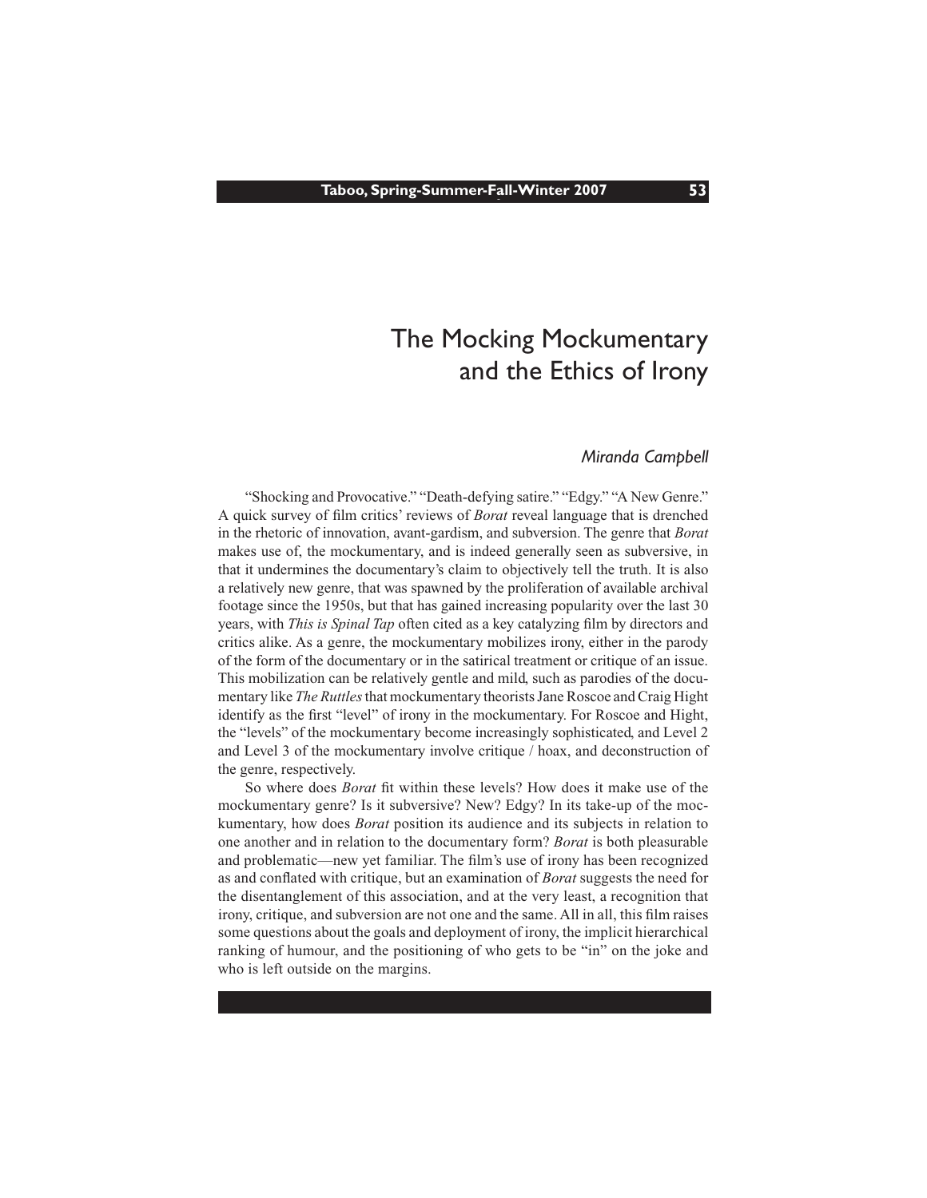# The Mocking Mockumentary and the Ethics of Irony

*Miranda Campbell*

"Shocking and Provocative." "Death-defying satire." "Edgy." "A New Genre." A quick survey of film critics' reviews of *Borat* reveal language that is drenched in the rhetoric of innovation, avant-gardism, and subversion. The genre that *Borat* makes use of, the mockumentary, and is indeed generally seen as subversive, in that it undermines the documentary's claim to objectively tell the truth. It is also a relatively new genre, that was spawned by the proliferation of available archival footage since the 1950s, but that has gained increasing popularity over the last 30 years, with *This is Spinal Tap* often cited as a key catalyzing film by directors and critics alike. As a genre, the mockumentary mobilizes irony, either in the parody of the form of the documentary or in the satirical treatment or critique of an issue. This mobilization can be relatively gentle and mild, such as parodies of the documentary like *The Ruttles* that mockumentary theorists Jane Roscoe and Craig Hight identify as the first "level" of irony in the mockumentary. For Roscoe and Hight, the "levels" of the mockumentary become increasingly sophisticated, and Level 2 and Level 3 of the mockumentary involve critique / hoax, and deconstruction of the genre, respectively.

So where does *Borat* fit within these levels? How does it make use of the mockumentary genre? Is it subversive? New? Edgy? In its take-up of the mockumentary, how does *Borat* position its audience and its subjects in relation to one another and in relation to the documentary form? *Borat* is both pleasurable and problematic—new yet familiar. The film's use of irony has been recognized as and conflated with critique, but an examination of *Borat* suggests the need for the disentanglement of this association, and at the very least, a recognition that irony, critique, and subversion are not one and the same. All in all, this film raises some questions about the goals and deployment of irony, the implicit hierarchical ranking of humour, and the positioning of who gets to be "in" on the joke and who is left outside on the margins.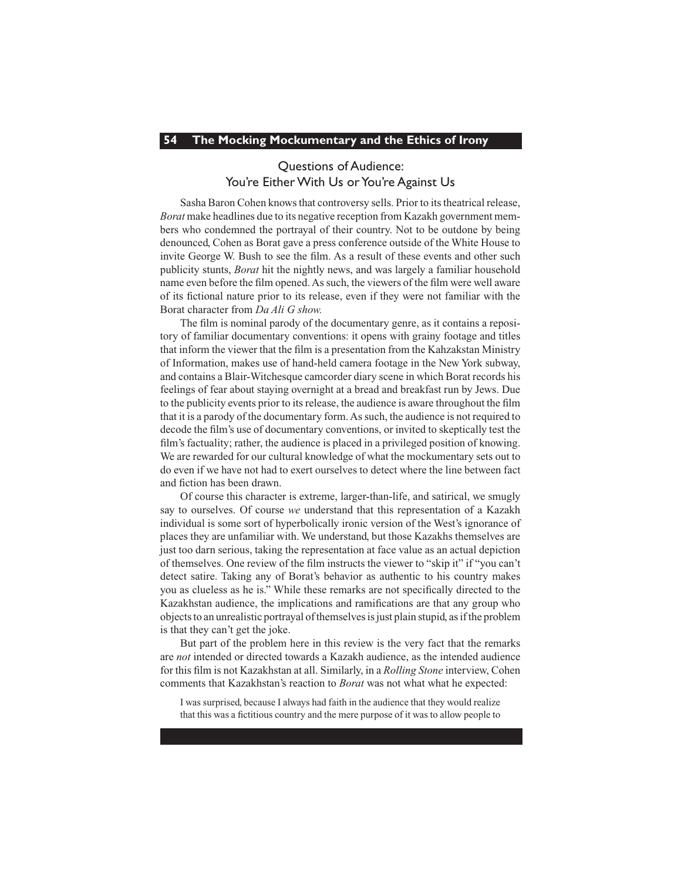## Questions of Audience: You're Either With Us or You're Against Us

Sasha Baron Cohen knows that controversy sells. Prior to its theatrical release, *Borat* make headlines due to its negative reception from Kazakh government members who condemned the portrayal of their country. Not to be outdone by being denounced, Cohen as Borat gave a press conference outside of the White House to invite George W. Bush to see the film. As a result of these events and other such publicity stunts, *Borat* hit the nightly news, and was largely a familiar household name even before the film opened. As such, the viewers of the film were well aware of its fictional nature prior to its release, even if they were not familiar with the Borat character from *Da Ali G show.*

The film is nominal parody of the documentary genre, as it contains a repository of familiar documentary conventions: it opens with grainy footage and titles that inform the viewer that the film is a presentation from the Kahzakstan Ministry of Information, makes use of hand-held camera footage in the New York subway, and contains a Blair-Witchesque camcorder diary scene in which Borat records his feelings of fear about staying overnight at a bread and breakfast run by Jews. Due to the publicity events prior to its release, the audience is aware throughout the film that it is a parody of the documentary form. As such, the audience is not required to decode the film's use of documentary conventions, or invited to skeptically test the film's factuality; rather, the audience is placed in a privileged position of knowing. We are rewarded for our cultural knowledge of what the mockumentary sets out to do even if we have not had to exert ourselves to detect where the line between fact and fiction has been drawn.

Of course this character is extreme, larger-than-life, and satirical, we smugly say to ourselves. Of course *we* understand that this representation of a Kazakh individual is some sort of hyperbolically ironic version of the West's ignorance of places they are unfamiliar with. We understand, but those Kazakhs themselves are just too darn serious, taking the representation at face value as an actual depiction of themselves. One review of the film instructs the viewer to "skip it" if "you can't detect satire. Taking any of Borat's behavior as authentic to his country makes you as clueless as he is." While these remarks are not specifically directed to the Kazakhstan audience, the implications and ramifications are that any group who objects to an unrealistic portrayal of themselves is just plain stupid, as if the problem is that they can't get the joke.

But part of the problem here in this review is the very fact that the remarks are *not* intended or directed towards a Kazakh audience, as the intended audience for this film is not Kazakhstan at all. Similarly, in a *Rolling Stone* interview, Cohen comments that Kazakhstan's reaction to *Borat* was not what what he expected:

> I was surprised, because I always had faith in the audience that they would realize that this was a fictitious country and the mere purpose of it was to allow people to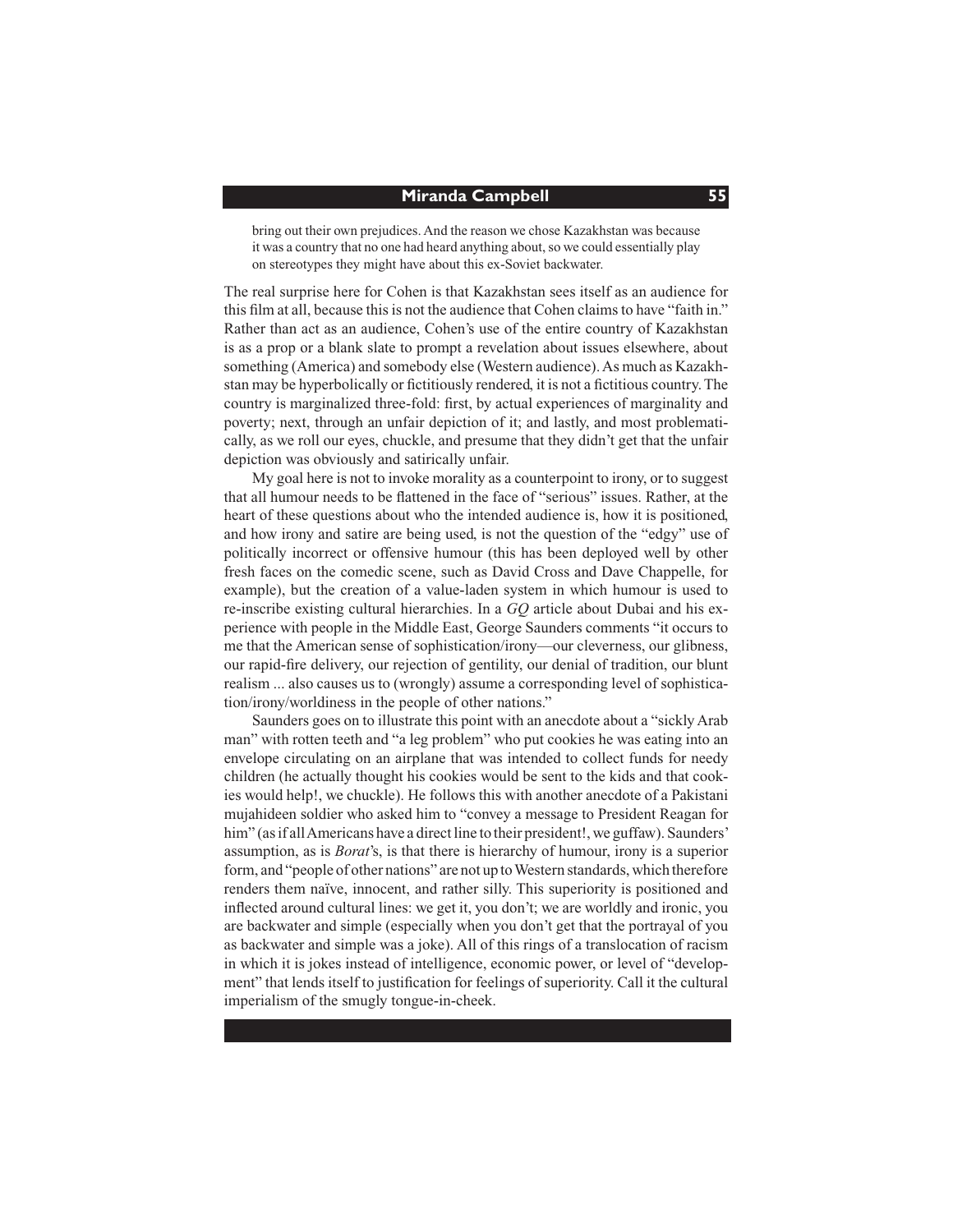> bring out their own prejudices. And the reason we chose Kazakhstan was because it was a country that no one had heard anything about, so we could essentially play on stereotypes they might have about this ex-Soviet backwater.

The real surprise here for Cohen is that Kazakhstan sees itself as an audience for this film at all, because this is not the audience that Cohen claims to have "faith in." Rather than act as an audience, Cohen's use of the entire country of Kazakhstan is as a prop or a blank slate to prompt a revelation about issues elsewhere, about something (America) and somebody else (Western audience). As much as Kazakhstan may be hyperbolically or fictitiously rendered, it is not a fictitious country. The country is marginalized three-fold: first, by actual experiences of marginality and poverty; next, through an unfair depiction of it; and lastly, and most problematically, as we roll our eyes, chuckle, and presume that they didn't get that the unfair depiction was obviously and satirically unfair.

My goal here is not to invoke morality as a counterpoint to irony, or to suggest that all humour needs to be flattened in the face of "serious" issues. Rather, at the heart of these questions about who the intended audience is, how it is positioned, and how irony and satire are being used, is not the question of the "edgy" use of politically incorrect or offensive humour (this has been deployed well by other fresh faces on the comedic scene, such as David Cross and Dave Chappelle, for example), but the creation of a value-laden system in which humour is used to re-inscribe existing cultural hierarchies. In a *GQ* article about Dubai and his experience with people in the Middle East, George Saunders comments "it occurs to me that the American sense of sophistication/irony—our cleverness, our glibness, our rapid-fire delivery, our rejection of gentility, our denial of tradition, our blunt realism ... also causes us to (wrongly) assume a corresponding level of sophistication/irony/worldiness in the people of other nations."

Saunders goes on to illustrate this point with an anecdote about a "sickly Arab man" with rotten teeth and "a leg problem" who put cookies he was eating into an envelope circulating on an airplane that was intended to collect funds for needy children (he actually thought his cookies would be sent to the kids and that cookies would help!, we chuckle). He follows this with another anecdote of a Pakistani mujahideen soldier who asked him to "convey a message to President Reagan for him" (as if all Americans have a direct line to their president!, we guffaw). Saunders' assumption, as is *Borat*'s, is that there is hierarchy of humour, irony is a superior form, and "people of other nations" are not up to Western standards, which therefore renders them naïve, innocent, and rather silly. This superiority is positioned and inflected around cultural lines: we get it, you don't; we are worldly and ironic, you are backwater and simple (especially when you don't get that the portrayal of you as backwater and simple was a joke). All of this rings of a translocation of racism in which it is jokes instead of intelligence, economic power, or level of "development" that lends itself to justification for feelings of superiority. Call it the cultural imperialism of the smugly tongue-in-cheek.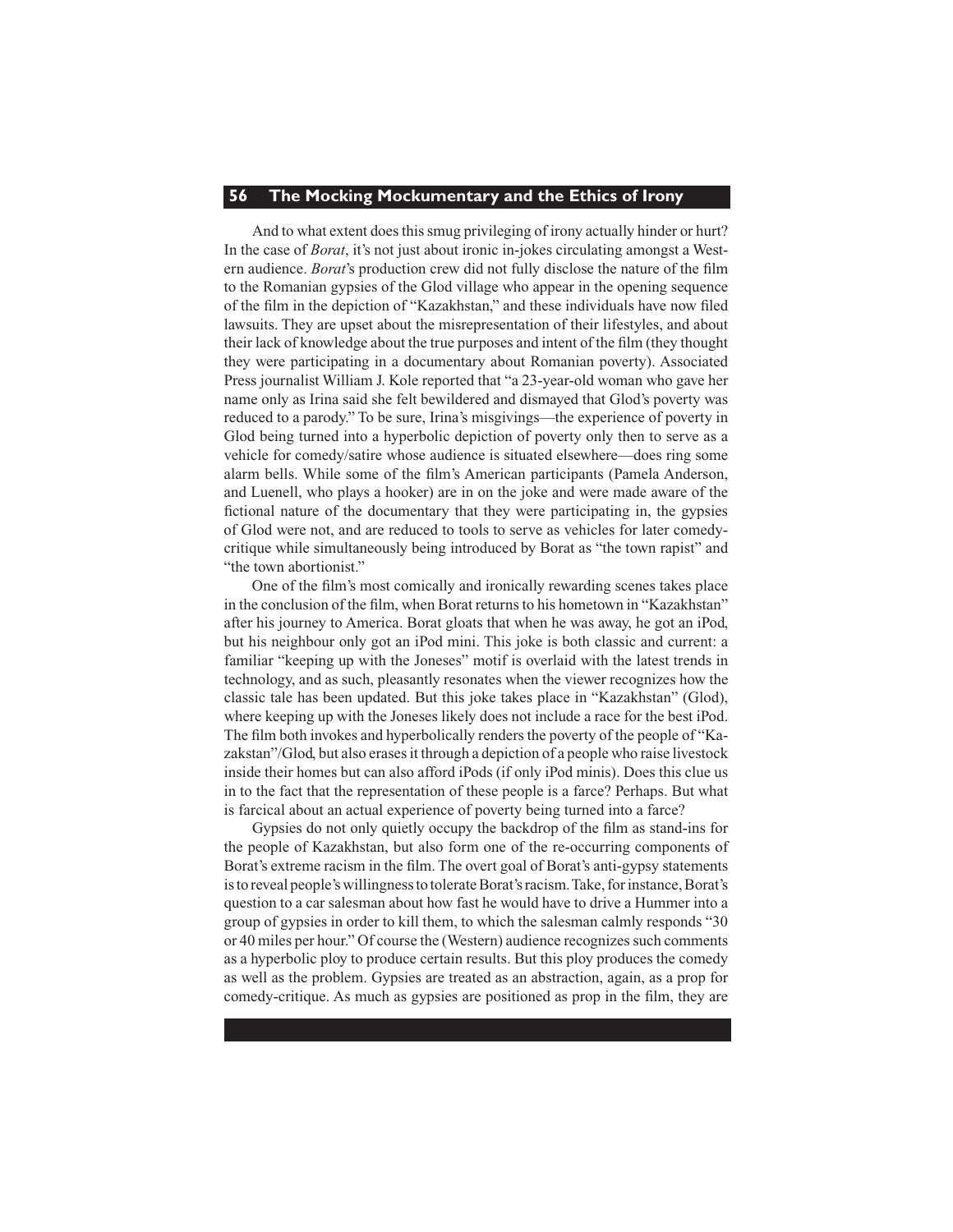And to what extent does this smug privileging of irony actually hinder or hurt? In the case of *Borat*, it's not just about ironic in-jokes circulating amongst a Western audience. *Borat*'s production crew did not fully disclose the nature of the film to the Romanian gypsies of the Glod village who appear in the opening sequence of the film in the depiction of "Kazakhstan," and these individuals have now filed lawsuits. They are upset about the misrepresentation of their lifestyles, and about their lack of knowledge about the true purposes and intent of the film (they thought they were participating in a documentary about Romanian poverty). Associated Press journalist William J. Kole reported that "a 23-year-old woman who gave her name only as Irina said she felt bewildered and dismayed that Glod's poverty was reduced to a parody." To be sure, Irina's misgivings—the experience of poverty in Glod being turned into a hyperbolic depiction of poverty only then to serve as a vehicle for comedy/satire whose audience is situated elsewhere—does ring some alarm bells. While some of the film's American participants (Pamela Anderson, and Luenell, who plays a hooker) are in on the joke and were made aware of the fictional nature of the documentary that they were participating in, the gypsies of Glod were not, and are reduced to tools to serve as vehicles for later comedy-critique while simultaneously being introduced by Borat as "the town rapist" and "the town abortionist."

One of the film's most comically and ironically rewarding scenes takes place in the conclusion of the film, when Borat returns to his hometown in "Kazakhstan" after his journey to America. Borat gloats that when he was away, he got an iPod, but his neighbour only got an iPod mini. This joke is both classic and current: a familiar "keeping up with the Joneses" motif is overlaid with the latest trends in technology, and as such, pleasantly resonates when the viewer recognizes how the classic tale has been updated. But this joke takes place in "Kazakhstan" (Glod), where keeping up with the Joneses likely does not include a race for the best iPod. The film both invokes and hyperbolically renders the poverty of the people of "Kazakstan"/Glod, but also erases it through a depiction of a people who raise livestock inside their homes but can also afford iPods (if only iPod minis). Does this clue us in to the fact that the representation of these people is a farce? Perhaps. But what is farcical about an actual experience of poverty being turned into a farce?

Gypsies do not only quietly occupy the backdrop of the film as stand-ins for the people of Kazakhstan, but also form one of the re-occurring components of Borat's extreme racism in the film. The overt goal of Borat's anti-gypsy statements is to reveal people's willingness to tolerate Borat's racism. Take, for instance, Borat's question to a car salesman about how fast he would have to drive a Hummer into a group of gypsies in order to kill them, to which the salesman calmly responds "30 or 40 miles per hour." Of course the (Western) audience recognizes such comments as a hyperbolic ploy to produce certain results. But this ploy produces the comedy as well as the problem. Gypsies are treated as an abstraction, again, as a prop for comedy-critique. As much as gypsies are positioned as prop in the film, they are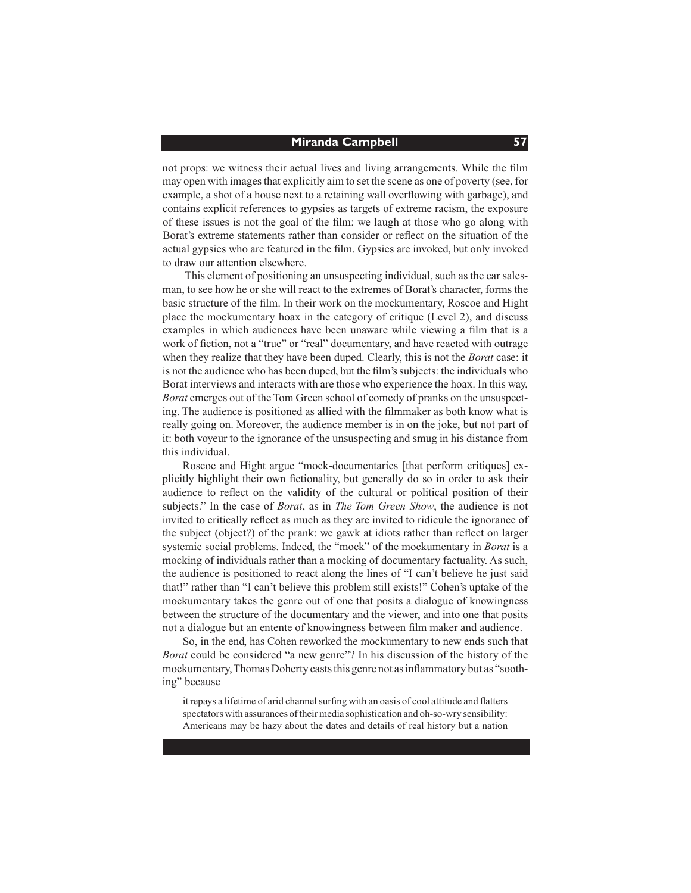not props: we witness their actual lives and living arrangements. While the film may open with images that explicitly aim to set the scene as one of poverty (see, for example, a shot of a house next to a retaining wall overflowing with garbage), and contains explicit references to gypsies as targets of extreme racism, the exposure of these issues is not the goal of the film: we laugh at those who go along with Borat's extreme statements rather than consider or reflect on the situation of the actual gypsies who are featured in the film. Gypsies are invoked, but only invoked to draw our attention elsewhere.

This element of positioning an unsuspecting individual, such as the car salesman, to see how he or she will react to the extremes of Borat's character, forms the basic structure of the film. In their work on the mockumentary, Roscoe and Hight place the mockumentary hoax in the category of critique (Level 2), and discuss examples in which audiences have been unaware while viewing a film that is a work of fiction, not a "true" or "real" documentary, and have reacted with outrage when they realize that they have been duped. Clearly, this is not the *Borat* case: it is not the audience who has been duped, but the film's subjects: the individuals who Borat interviews and interacts with are those who experience the hoax. In this way, *Borat* emerges out of the Tom Green school of comedy of pranks on the unsuspecting. The audience is positioned as allied with the filmmaker as both know what is really going on. Moreover, the audience member is in on the joke, but not part of it: both voyeur to the ignorance of the unsuspecting and smug in his distance from this individual.

Roscoe and Hight argue "mock-documentaries [that perform critiques] explicitly highlight their own fictionality, but generally do so in order to ask their audience to reflect on the validity of the cultural or political position of their subjects." In the case of *Borat*, as in *The Tom Green Show*, the audience is not invited to critically reflect as much as they are invited to ridicule the ignorance of the subject (object?) of the prank: we gawk at idiots rather than reflect on larger systemic social problems. Indeed, the "mock" of the mockumentary in *Borat* is a mocking of individuals rather than a mocking of documentary factuality. As such, the audience is positioned to react along the lines of "I can't believe he just said that!" rather than "I can't believe this problem still exists!" Cohen's uptake of the mockumentary takes the genre out of one that posits a dialogue of knowingness between the structure of the documentary and the viewer, and into one that posits not a dialogue but an entente of knowingness between film maker and audience.

So, in the end, has Cohen reworked the mockumentary to new ends such that *Borat* could be considered "a new genre"? In his discussion of the history of the mockumentary, Thomas Doherty casts this genre not as inflammatory but as "soothing" because

> it repays a lifetime of arid channel surfing with an oasis of cool attitude and flatters spectators with assurances of their media sophistication and oh-so-wry sensibility: Americans may be hazy about the dates and details of real history but a nation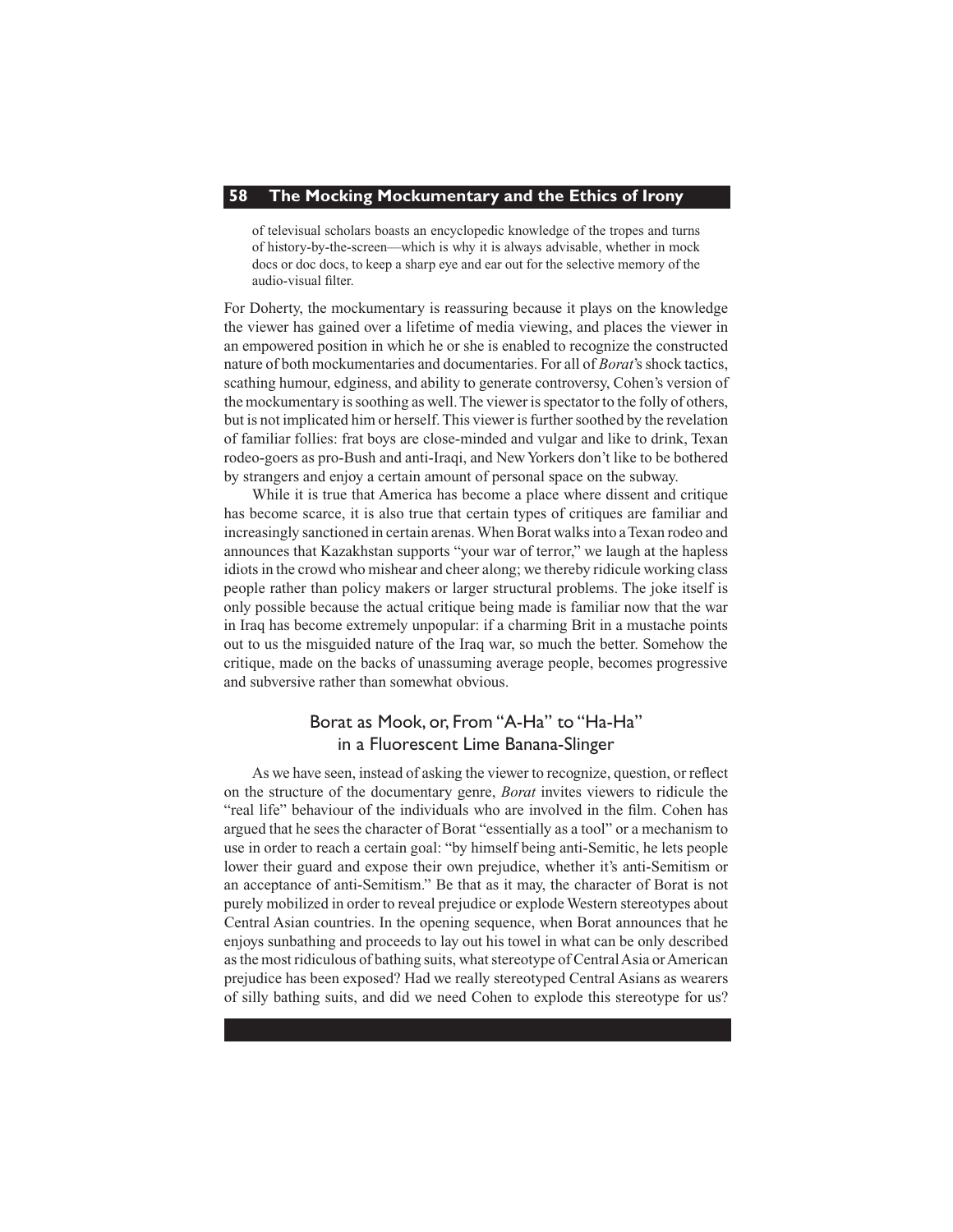of televisual scholars boasts an encyclopedic knowledge of the tropes and turns of history-by-the-screen—which is why it is always advisable, whether in mock docs or doc docs, to keep a sharp eye and ear out for the selective memory of the audio-visual filter.

For Doherty, the mockumentary is reassuring because it plays on the knowledge the viewer has gained over a lifetime of media viewing, and places the viewer in an empowered position in which he or she is enabled to recognize the constructed nature of both mockumentaries and documentaries. For all of *Borat*'s shock tactics, scathing humour, edginess, and ability to generate controversy, Cohen's version of the mockumentary is soothing as well. The viewer is spectator to the folly of others, but is not implicated him or herself. This viewer is further soothed by the revelation of familiar follies: frat boys are close-minded and vulgar and like to drink, Texan rodeo-goers as pro-Bush and anti-Iraqi, and New Yorkers don't like to be bothered by strangers and enjoy a certain amount of personal space on the subway.

While it is true that America has become a place where dissent and critique has become scarce, it is also true that certain types of critiques are familiar and increasingly sanctioned in certain arenas. When Borat walks into a Texan rodeo and announces that Kazakhstan supports "your war of terror," we laugh at the hapless idiots in the crowd who mishear and cheer along; we thereby ridicule working class people rather than policy makers or larger structural problems. The joke itself is only possible because the actual critique being made is familiar now that the war in Iraq has become extremely unpopular: if a charming Brit in a mustache points out to us the misguided nature of the Iraq war, so much the better. Somehow the critique, made on the backs of unassuming average people, becomes progressive and subversive rather than somewhat obvious.

## Borat as Mook, or, From "A-Ha" to "Ha-Ha" in a Fluorescent Lime Banana-Slinger

As we have seen, instead of asking the viewer to recognize, question, or reflect on the structure of the documentary genre, *Borat* invites viewers to ridicule the "real life" behaviour of the individuals who are involved in the film. Cohen has argued that he sees the character of Borat "essentially as a tool" or a mechanism to use in order to reach a certain goal: "by himself being anti-Semitic, he lets people lower their guard and expose their own prejudice, whether it's anti-Semitism or an acceptance of anti-Semitism." Be that as it may, the character of Borat is not purely mobilized in order to reveal prejudice or explode Western stereotypes about Central Asian countries. In the opening sequence, when Borat announces that he enjoys sunbathing and proceeds to lay out his towel in what can be only described as the most ridiculous of bathing suits, what stereotype of Central Asia or American prejudice has been exposed? Had we really stereotyped Central Asians as wearers of silly bathing suits, and did we need Cohen to explode this stereotype for us?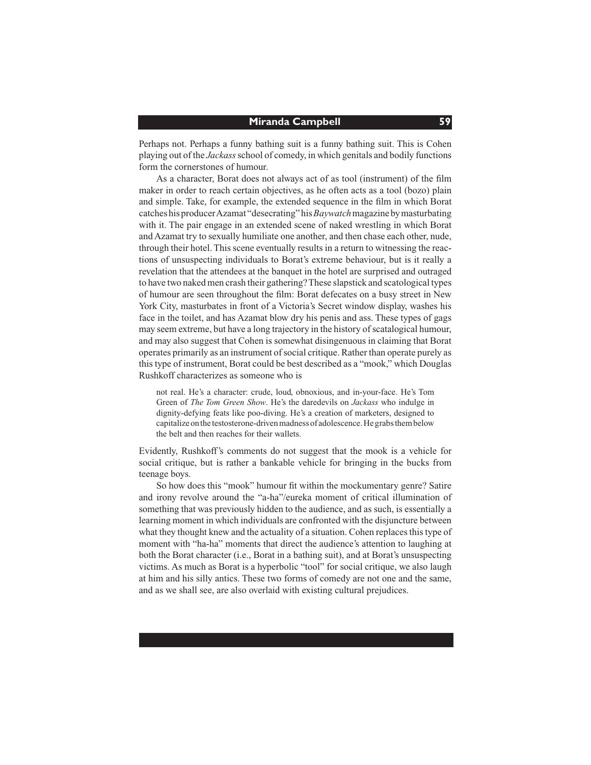Perhaps not. Perhaps a funny bathing suit is a funny bathing suit. This is Cohen playing out of the *Jackass* school of comedy, in which genitals and bodily functions form the cornerstones of humour.

As a character, Borat does not always act of as tool (instrument) of the film maker in order to reach certain objectives, as he often acts as a tool (bozo) plain and simple. Take, for example, the extended sequence in the film in which Borat catches his producer Azamat "desecrating" his *Baywatch* magazine by masturbating with it. The pair engage in an extended scene of naked wrestling in which Borat and Azamat try to sexually humiliate one another, and then chase each other, nude, through their hotel. This scene eventually results in a return to witnessing the reactions of unsuspecting individuals to Borat's extreme behaviour, but is it really a revelation that the attendees at the banquet in the hotel are surprised and outraged to have two naked men crash their gathering? These slapstick and scatological types of humour are seen throughout the film: Borat defecates on a busy street in New York City, masturbates in front of a Victoria's Secret window display, washes his face in the toilet, and has Azamat blow dry his penis and ass. These types of gags may seem extreme, but have a long trajectory in the history of scatalogical humour, and may also suggest that Cohen is somewhat disingenuous in claiming that Borat operates primarily as an instrument of social critique. Rather than operate purely as this type of instrument, Borat could be best described as a "mook," which Douglas Rushkoff characterizes as someone who is

> not real. He's a character: crude, loud, obnoxious, and in-your-face. He's Tom Green of *The Tom Green Show*. He's the daredevils on *Jackass* who indulge in dignity-defying feats like poo-diving. He's a creation of marketers, designed to capitalize on the testosterone-driven madness of adolescence. He grabs them below the belt and then reaches for their wallets.

Evidently, Rushkoff's comments do not suggest that the mook is a vehicle for social critique, but is rather a bankable vehicle for bringing in the bucks from teenage boys.

So how does this "mook" humour fit within the mockumentary genre? Satire and irony revolve around the "a-ha"/eureka moment of critical illumination of something that was previously hidden to the audience, and as such, is essentially a learning moment in which individuals are confronted with the disjuncture between what they thought knew and the actuality of a situation. Cohen replaces this type of moment with "ha-ha" moments that direct the audience's attention to laughing at both the Borat character (i.e., Borat in a bathing suit), and at Borat's unsuspecting victims. As much as Borat is a hyperbolic "tool" for social critique, we also laugh at him and his silly antics. These two forms of comedy are not one and the same, and as we shall see, are also overlaid with existing cultural prejudices.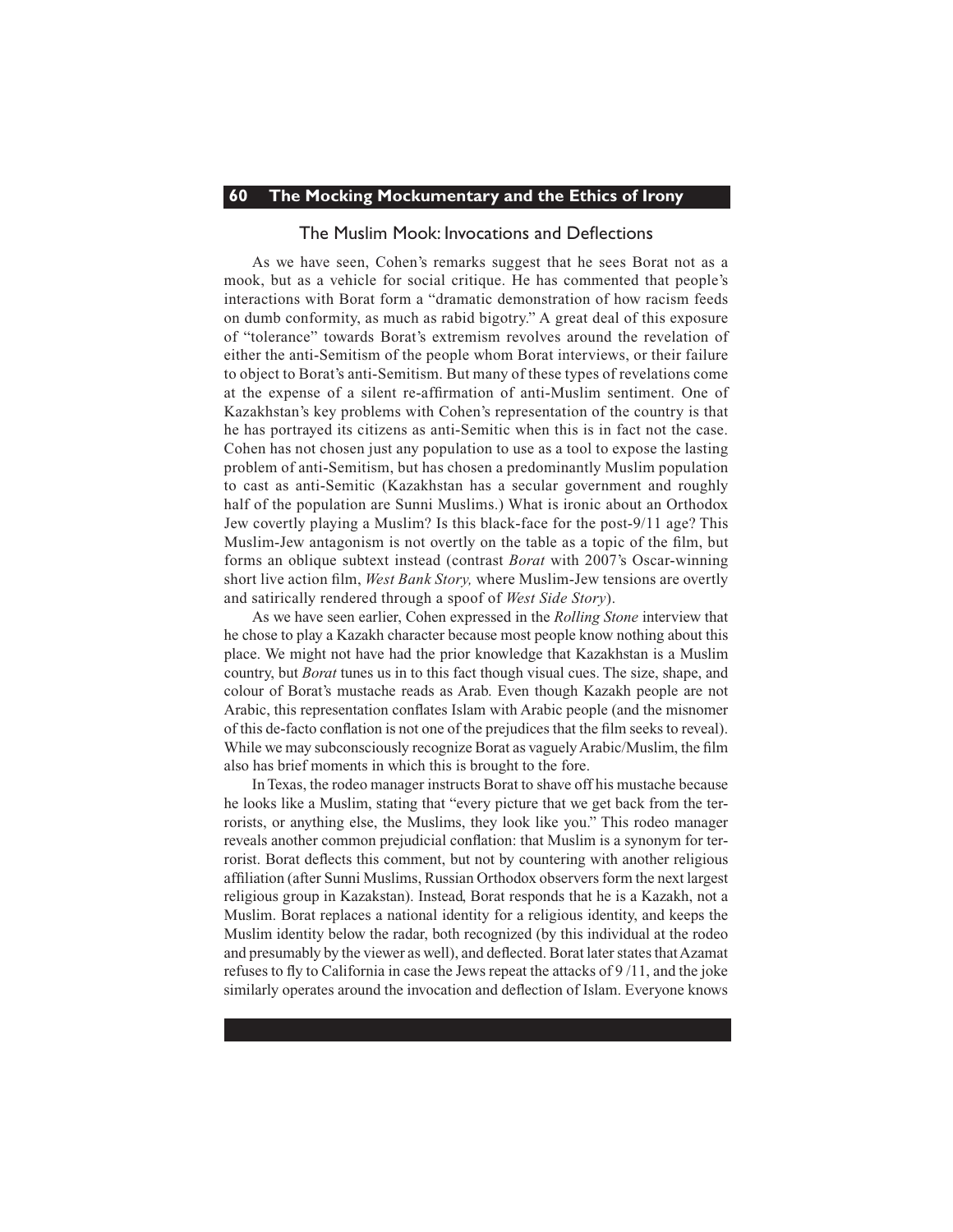## The Muslim Mook: Invocations and Deflections

As we have seen, Cohen's remarks suggest that he sees Borat not as a mook, but as a vehicle for social critique. He has commented that people's interactions with Borat form a "dramatic demonstration of how racism feeds on dumb conformity, as much as rabid bigotry." A great deal of this exposure of "tolerance" towards Borat's extremism revolves around the revelation of either the anti-Semitism of the people whom Borat interviews, or their failure to object to Borat's anti-Semitism. But many of these types of revelations come at the expense of a silent re-affirmation of anti-Muslim sentiment. One of Kazakhstan's key problems with Cohen's representation of the country is that he has portrayed its citizens as anti-Semitic when this is in fact not the case. Cohen has not chosen just any population to use as a tool to expose the lasting problem of anti-Semitism, but has chosen a predominantly Muslim population to cast as anti-Semitic (Kazakhstan has a secular government and roughly half of the population are Sunni Muslims.) What is ironic about an Orthodox Jew covertly playing a Muslim? Is this black-face for the post-9/11 age? This Muslim-Jew antagonism is not overtly on the table as a topic of the film, but forms an oblique subtext instead (contrast *Borat* with 2007's Oscar-winning short live action film, *West Bank Story,* where Muslim-Jew tensions are overtly and satirically rendered through a spoof of *West Side Story*).

As we have seen earlier, Cohen expressed in the *Rolling Stone* interview that he chose to play a Kazakh character because most people know nothing about this place. We might not have had the prior knowledge that Kazakhstan is a Muslim country, but *Borat* tunes us in to this fact though visual cues. The size, shape, and colour of Borat's mustache reads as Arab. Even though Kazakh people are not Arabic, this representation conflates Islam with Arabic people (and the misnomer of this de-facto conflation is not one of the prejudices that the film seeks to reveal). While we may subconsciously recognize Borat as vaguely Arabic/Muslim, the film also has brief moments in which this is brought to the fore.

In Texas, the rodeo manager instructs Borat to shave off his mustache because he looks like a Muslim, stating that "every picture that we get back from the terrorists, or anything else, the Muslims, they look like you." This rodeo manager reveals another common prejudicial conflation: that Muslim is a synonym for terrorist. Borat deflects this comment, but not by countering with another religious affiliation (after Sunni Muslims, Russian Orthodox observers form the next largest religious group in Kazakstan). Instead, Borat responds that he is a Kazakh, not a Muslim. Borat replaces a national identity for a religious identity, and keeps the Muslim identity below the radar, both recognized (by this individual at the rodeo and presumably by the viewer as well), and deflected. Borat later states that Azamat refuses to fly to California in case the Jews repeat the attacks of 9 /11, and the joke similarly operates around the invocation and deflection of Islam. Everyone knows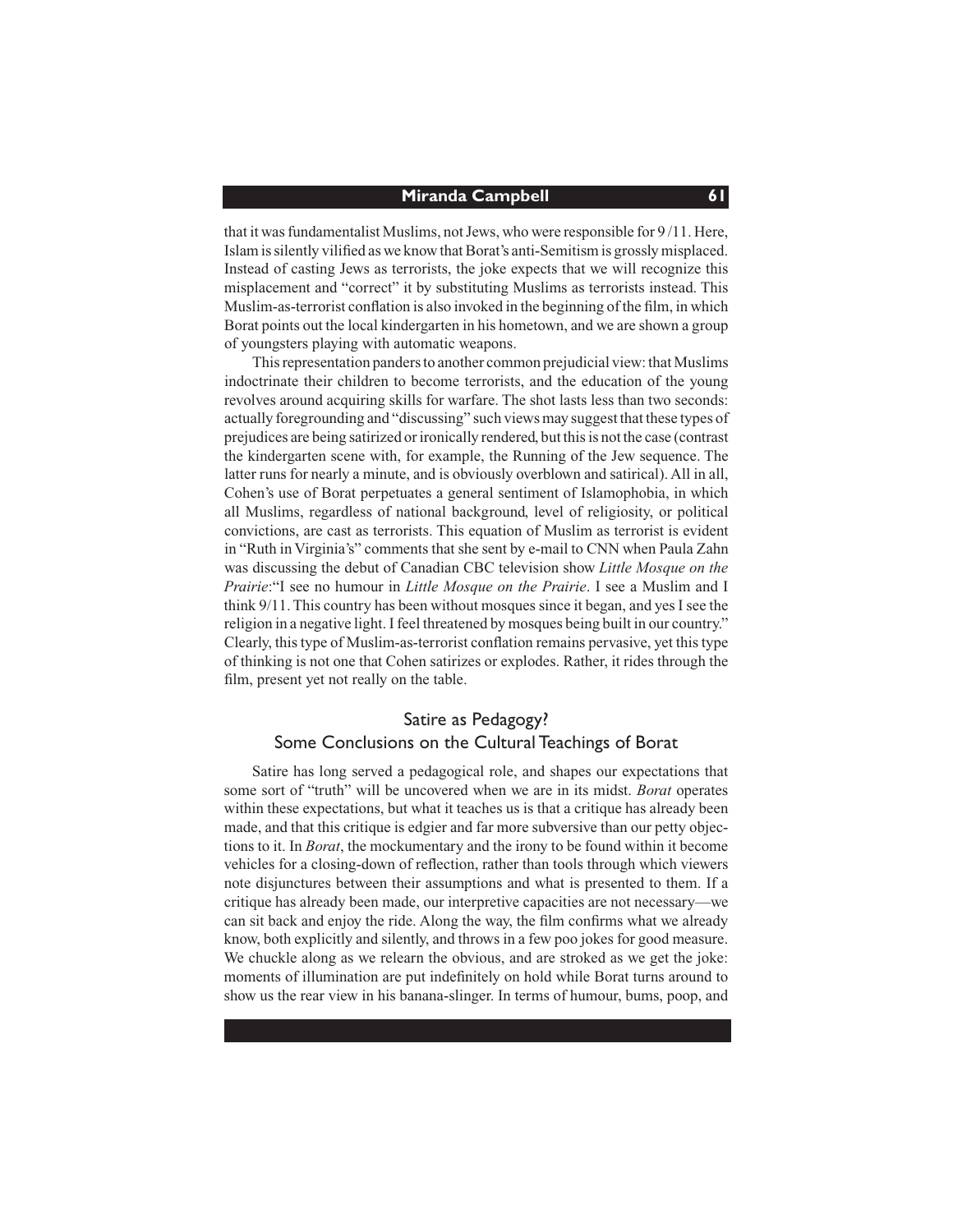that it was fundamentalist Muslims, not Jews, who were responsible for 9 /11. Here, Islam is silently vilified as we know that Borat's anti-Semitism is grossly misplaced. Instead of casting Jews as terrorists, the joke expects that we will recognize this misplacement and "correct" it by substituting Muslims as terrorists instead. This Muslim-as-terrorist conflation is also invoked in the beginning of the film, in which Borat points out the local kindergarten in his hometown, and we are shown a group of youngsters playing with automatic weapons.

This representation panders to another common prejudicial view: that Muslims indoctrinate their children to become terrorists, and the education of the young revolves around acquiring skills for warfare. The shot lasts less than two seconds: actually foregrounding and "discussing" such views may suggest that these types of prejudices are being satirized or ironically rendered, but this is not the case (contrast the kindergarten scene with, for example, the Running of the Jew sequence. The latter runs for nearly a minute, and is obviously overblown and satirical). All in all, Cohen's use of Borat perpetuates a general sentiment of Islamophobia, in which all Muslims, regardless of national background, level of religiosity, or political convictions, are cast as terrorists. This equation of Muslim as terrorist is evident in "Ruth in Virginia's" comments that she sent by e-mail to CNN when Paula Zahn was discussing the debut of Canadian CBC television show *Little Mosque on the Prairie*:"I see no humour in *Little Mosque on the Prairie*. I see a Muslim and I think 9/11. This country has been without mosques since it began, and yes I see the religion in a negative light. I feel threatened by mosques being built in our country." Clearly, this type of Muslim-as-terrorist conflation remains pervasive, yet this type of thinking is not one that Cohen satirizes or explodes. Rather, it rides through the film, present yet not really on the table.

## Satire as Pedagogy? Some Conclusions on the Cultural Teachings of Borat

Satire has long served a pedagogical role, and shapes our expectations that some sort of "truth" will be uncovered when we are in its midst. *Borat* operates within these expectations, but what it teaches us is that a critique has already been made, and that this critique is edgier and far more subversive than our petty objections to it. In *Borat*, the mockumentary and the irony to be found within it become vehicles for a closing-down of reflection, rather than tools through which viewers note disjunctures between their assumptions and what is presented to them. If a critique has already been made, our interpretive capacities are not necessary—we can sit back and enjoy the ride. Along the way, the film confirms what we already know, both explicitly and silently, and throws in a few poo jokes for good measure. We chuckle along as we relearn the obvious, and are stroked as we get the joke: moments of illumination are put indefinitely on hold while Borat turns around to show us the rear view in his banana-slinger. In terms of humour, bums, poop, and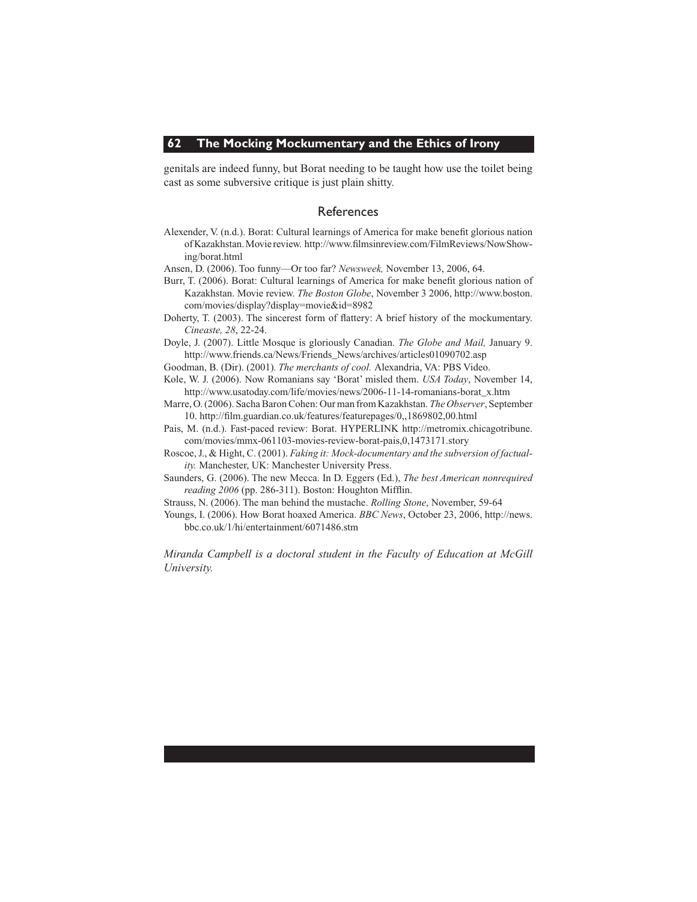genitals are indeed funny, but Borat needing to be taught how use the toilet being cast as some subversive critique is just plain shitty.

## References

Alexender, V. (n.d.). Borat: Cultural learnings of America for make benefit glorious nation of Kazakhstan. Movie review. http://www.filmsinreview.com/FilmReviews/NowShowing/borat.html

Ansen, D. (2006). Too funny—Or too far? *Newsweek,* November 13, 2006, 64.

Burr, T. (2006). Borat: Cultural learnings of America for make benefit glorious nation of Kazakhstan. Movie review. *The Boston Globe*, November 3 2006, http://www.boston.com/movies/display?display=movie&id=8982

Doherty, T. (2003). The sincerest form of flattery: A brief history of the mockumentary. *Cineaste, 28*, 22-24.

Doyle, J. (2007). Little Mosque is gloriously Canadian. *The Globe and Mail,* January 9. http://www.friends.ca/News/Friends_News/archives/articles01090702.asp

Goodman, B. (Dir). (2001). *The merchants of cool.* Alexandria, VA: PBS Video.

Kole, W. J. (2006). Now Romanians say 'Borat' misled them. *USA Today*, November 14, http://www.usatoday.com/life/movies/news/2006-11-14-romanians-borat_x.htm

Marre, O. (2006). Sacha Baron Cohen: Our man from Kazakhstan. *The Observer*, September 10. http://film.guardian.co.uk/features/featurepages/0,,1869802,00.html

Pais, M. (n.d.). Fast-paced review: Borat. HYPERLINK http://metromix.chicagotribune.com/movies/mmx-061103-movies-review-borat-pais,0,1473171.story

Roscoe, J., & Hight, C. (2001). *Faking it: Mock-documentary and the subversion of factuality.* Manchester, UK: Manchester University Press.

Saunders, G. (2006). The new Mecca. In D. Eggers (Ed.), *The best American nonrequired reading 2006* (pp. 286-311). Boston: Houghton Mifflin.

Strauss, N. (2006). The man behind the mustache. *Rolling Stone*, November, 59-64

Youngs, I. (2006). How Borat hoaxed America. *BBC News*, October 23, 2006, http://news.bbc.co.uk/1/hi/entertainment/6071486.stm

*Miranda Campbell is a doctoral student in the Faculty of Education at McGill University.*